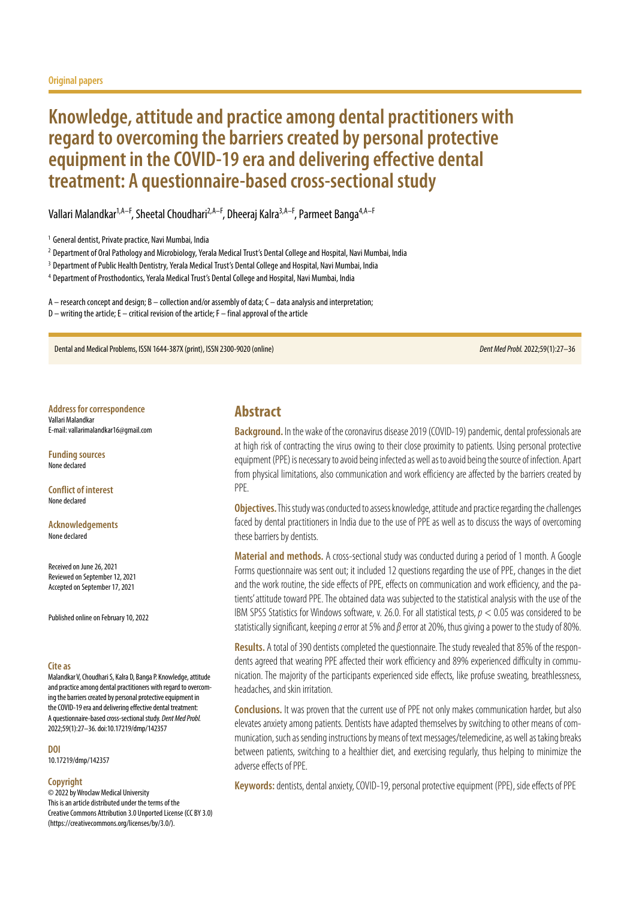Original papers

# Knowledge, attitude and practice among dental practitioners with regard to overcoming the barriers created by personal protective equipment in the COVID-19 era and delivering effective dental treatment: A questionnaire-based cross-sectional study

Vallari Malandkar[1,A–F], Sheetal Choudhari[2,A–F], Dheeraj Kalra[3,A–F], Parmeet Banga[4,A–F]

[1] General dentist, Private practice, Navi Mumbai, India

[2] Department of Oral Pathology and Microbiology, Yerala Medical Trust's Dental College and Hospital, Navi Mumbai, India

[3] Department of Public Health Dentistry, Yerala Medical Trust's Dental College and Hospital, Navi Mumbai, India

[4] Department of Prosthodontics, Yerala Medical Trust's Dental College and Hospital, Navi Mumbai, India

A – research concept and design; B – collection and/or assembly of data; C – data analysis and interpretation; D – writing the article; E – critical revision of the article; F – final approval of the article

Dental and Medical Problems, ISSN 1644-387X (print), ISSN 2300-9020 (online)

*Dent Med Probl.* 2022;59(1):27–36

**Address for correspondence**
Vallari Malandkar
E-mail: vallarimalandkar16@gmail.com

**Funding sources**
None declared

**Conflict of interest**
None declared

**Acknowledgements**
None declared

Received on June 26, 2021
Reviewed on September 12, 2021
Accepted on September 17, 2021

Published online on February 10, 2022

**Cite as**
Malandkar V, Choudhari S, Kalra D, Banga P. Knowledge, attitude and practice among dental practitioners with regard to overcoming the barriers created by personal protective equipment in the COVID-19 era and delivering effective dental treatment: A questionnaire-based cross-sectional study. *Dent Med Probl.* 2022;59(1):27–36. doi:10.17219/dmp/142357

**DOI**
10.17219/dmp/142357

**Copyright**
© 2022 by Wroclaw Medical University
This is an article distributed under the terms of the Creative Commons Attribution 3.0 Unported License (CC BY 3.0) (https://creativecommons.org/licenses/by/3.0/).

## Abstract

**Background.** In the wake of the coronavirus disease 2019 (COVID-19) pandemic, dental professionals are at high risk of contracting the virus owing to their close proximity to patients. Using personal protective equipment (PPE) is necessary to avoid being infected as well as to avoid being the source of infection. Apart from physical limitations, also communication and work efficiency are affected by the barriers created by PPE.

**Objectives.** This study was conducted to assess knowledge, attitude and practice regarding the challenges faced by dental practitioners in India due to the use of PPE as well as to discuss the ways of overcoming these barriers by dentists.

**Material and methods.** A cross-sectional study was conducted during a period of 1 month. A Google Forms questionnaire was sent out; it included 12 questions regarding the use of PPE, changes in the diet and the work routine, the side effects of PPE, effects on communication and work efficiency, and the patients' attitude toward PPE. The obtained data was subjected to the statistical analysis with the use of the IBM SPSS Statistics for Windows software, v. 26.0. For all statistical tests, $p < 0.05$ was considered to be statistically significant, keeping $\alpha$ error at 5% and $\beta$ error at 20%, thus giving a power to the study of 80%.

**Results.** A total of 390 dentists completed the questionnaire. The study revealed that 85% of the respondents agreed that wearing PPE affected their work efficiency and 89% experienced difficulty in communication. The majority of the participants experienced side effects, like profuse sweating, breathlessness, headaches, and skin irritation.

**Conclusions.** It was proven that the current use of PPE not only makes communication harder, but also elevates anxiety among patients. Dentists have adapted themselves by switching to other means of communication, such as sending instructions by means of text messages/telemedicine, as well as taking breaks between patients, switching to a healthier diet, and exercising regularly, thus helping to minimize the adverse effects of PPE.

**Keywords:** dentists, dental anxiety, COVID-19, personal protective equipment (PPE), side effects of PPE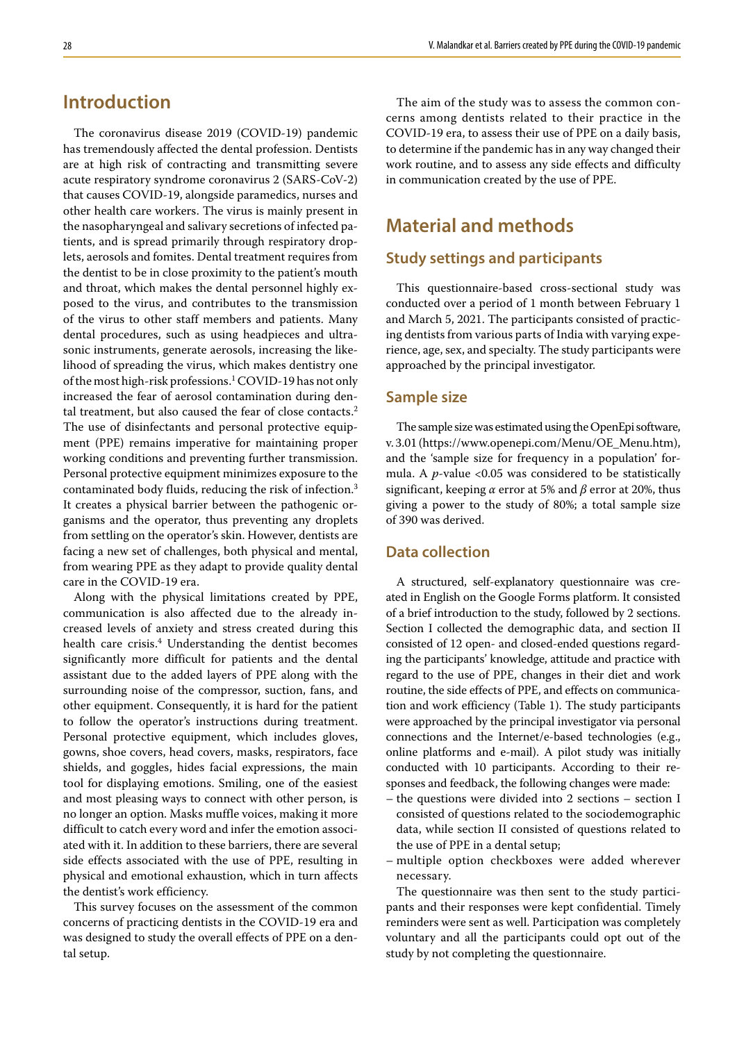## Introduction

The coronavirus disease 2019 (COVID-19) pandemic has tremendously affected the dental profession. Dentists are at high risk of contracting and transmitting severe acute respiratory syndrome coronavirus 2 (SARS-CoV-2) that causes COVID-19, alongside paramedics, nurses and other health care workers. The virus is mainly present in the nasopharyngeal and salivary secretions of infected patients, and is spread primarily through respiratory droplets, aerosols and fomites. Dental treatment requires from the dentist to be in close proximity to the patient's mouth and throat, which makes the dental personnel highly exposed to the virus, and contributes to the transmission of the virus to other staff members and patients. Many dental procedures, such as using headpieces and ultrasonic instruments, generate aerosols, increasing the likelihood of spreading the virus, which makes dentistry one of the most high-risk professions.[1] COVID-19 has not only increased the fear of aerosol contamination during dental treatment, but also caused the fear of close contacts.[2] The use of disinfectants and personal protective equipment (PPE) remains imperative for maintaining proper working conditions and preventing further transmission. Personal protective equipment minimizes exposure to the contaminated body fluids, reducing the risk of infection.[3] It creates a physical barrier between the pathogenic organisms and the operator, thus preventing any droplets from settling on the operator's skin. However, dentists are facing a new set of challenges, both physical and mental, from wearing PPE as they adapt to provide quality dental care in the COVID-19 era.

Along with the physical limitations created by PPE, communication is also affected due to the already increased levels of anxiety and stress created during this health care crisis.[4] Understanding the dentist becomes significantly more difficult for patients and the dental assistant due to the added layers of PPE along with the surrounding noise of the compressor, suction, fans, and other equipment. Consequently, it is hard for the patient to follow the operator's instructions during treatment. Personal protective equipment, which includes gloves, gowns, shoe covers, head covers, masks, respirators, face shields, and goggles, hides facial expressions, the main tool for displaying emotions. Smiling, one of the easiest and most pleasing ways to connect with other person, is no longer an option. Masks muffle voices, making it more difficult to catch every word and infer the emotion associated with it. In addition to these barriers, there are several side effects associated with the use of PPE, resulting in physical and emotional exhaustion, which in turn affects the dentist's work efficiency.

This survey focuses on the assessment of the common concerns of practicing dentists in the COVID-19 era and was designed to study the overall effects of PPE on a dental setup.

The aim of the study was to assess the common concerns among dentists related to their practice in the COVID-19 era, to assess their use of PPE on a daily basis, to determine if the pandemic has in any way changed their work routine, and to assess any side effects and difficulty in communication created by the use of PPE.

## Material and methods

### Study settings and participants

This questionnaire-based cross-sectional study was conducted over a period of 1 month between February 1 and March 5, 2021. The participants consisted of practicing dentists from various parts of India with varying experience, age, sex, and specialty. The study participants were approached by the principal investigator.

### Sample size

The sample size was estimated using the OpenEpi software, v. 3.01 (https://www.openepi.com/Menu/OE_Menu.htm), and the 'sample size for frequency in a population' formula. A $p$-value <0.05 was considered to be statistically significant, keeping $\alpha$ error at 5% and $\beta$ error at 20%, thus giving a power to the study of 80%; a total sample size of 390 was derived.

### Data collection

A structured, self-explanatory questionnaire was created in English on the Google Forms platform. It consisted of a brief introduction to the study, followed by 2 sections. Section I collected the demographic data, and section II consisted of 12 open- and closed-ended questions regarding the participants' knowledge, attitude and practice with regard to the use of PPE, changes in their diet and work routine, the side effects of PPE, and effects on communication and work efficiency (Table 1). The study participants were approached by the principal investigator via personal connections and the Internet/e-based technologies (e.g., online platforms and e-mail). A pilot study was initially conducted with 10 participants. According to their responses and feedback, the following changes were made:

- the questions were divided into 2 sections – section I consisted of questions related to the sociodemographic data, while section II consisted of questions related to the use of PPE in a dental setup;
- multiple option checkboxes were added wherever necessary.

The questionnaire was then sent to the study participants and their responses were kept confidential. Timely reminders were sent as well. Participation was completely voluntary and all the participants could opt out of the study by not completing the questionnaire.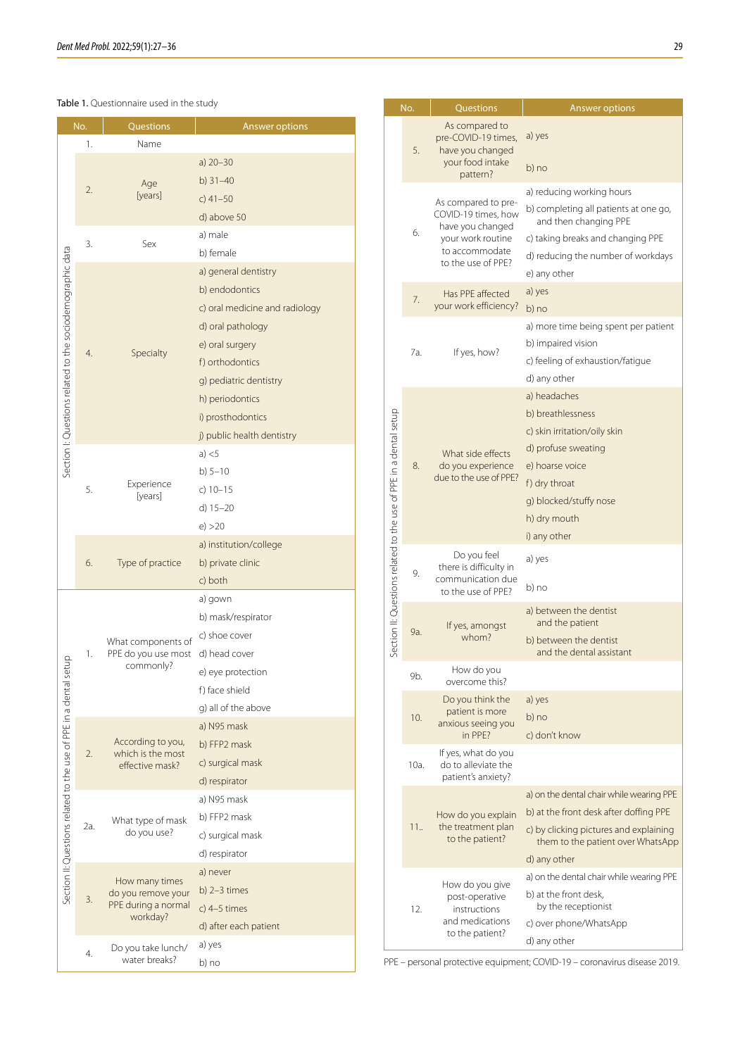Table 1. Questionnaire used in the study

| Section | No. | Questions | Answer options |
|---|---|---|---|
| Section I: Questions related to the sociodemographic data | 1. | Name | |
| | 2. | Age [years] | a) 20–30<br>b) 31–40<br>c) 41–50<br>d) above 50 |
| | 3. | Sex | a) male<br>b) female |
| | 4. | Specialty | a) general dentistry<br>b) endodontics<br>c) oral medicine and radiology<br>d) oral pathology<br>e) oral surgery<br>f) orthodontics<br>g) pediatric dentistry<br>h) periodontics<br>i) prosthodontics<br>j) public health dentistry |
| | 5. | Experience [years] | a) <5<br>b) 5–10<br>c) 10–15<br>d) 15–20<br>e) >20 |
| | 6. | Type of practice | a) institution/college<br>b) private clinic<br>c) both |
| Section II: Questions related to the use of PPE in a dental setup | 1. | What components of PPE do you use most commonly? | a) gown<br>b) mask/respirator<br>c) shoe cover<br>d) head cover<br>e) eye protection<br>f) face shield<br>g) all of the above |
| | 2. | According to you, which is the most effective mask? | a) N95 mask<br>b) FFP2 mask<br>c) surgical mask<br>d) respirator |
| | 2a. | What type of mask do you use? | a) N95 mask<br>b) FFP2 mask<br>c) surgical mask<br>d) respirator |
| | 3. | How many times do you remove your PPE during a normal workday? | a) never<br>b) 2–3 times<br>c) 4–5 times<br>d) after each patient |
| | 4. | Do you take lunch/water breaks? | a) yes<br>b) no |
| | 5. | As compared to pre-COVID-19 times, have you changed your food intake pattern? | a) yes<br>b) no |
| | 6. | As compared to pre-COVID-19 times, how have you changed your work routine to accommodate to the use of PPE? | a) reducing working hours<br>b) completing all patients at one go, and then changing PPE<br>c) taking breaks and changing PPE<br>d) reducing the number of workdays<br>e) any other |
| | 7. | Has PPE affected your work efficiency? | a) yes<br>b) no |
| | 7a. | If yes, how? | a) more time being spent per patient<br>b) impaired vision<br>c) feeling of exhaustion/fatigue<br>d) any other |
| | 8. | What side effects do you experience due to the use of PPE? | a) headaches<br>b) breathlessness<br>c) skin irritation/oily skin<br>d) profuse sweating<br>e) hoarse voice<br>f) dry throat<br>g) blocked/stuffy nose<br>h) dry mouth<br>i) any other |
| | 9. | Do you feel there is difficulty in communication due to the use of PPE? | a) yes<br>b) no |
| | 9a. | If yes, amongst whom? | a) between the dentist and the patient<br>b) between the dentist and the dental assistant |
| | 9b. | How do you overcome this? | |
| | 10. | Do you think the patient is more anxious seeing you in PPE? | a) yes<br>b) no<br>c) don't know |
| | 10a. | If yes, what do you do to alleviate the patient's anxiety? | |
| | 11.. | How do you explain the treatment plan to the patient? | a) on the dental chair while wearing PPE<br>b) at the front desk after doffing PPE<br>c) by clicking pictures and explaining them to the patient over WhatsApp<br>d) any other |
| | 12. | How do you give post-operative instructions and medications to the patient? | a) on the dental chair while wearing PPE<br>b) at the front desk, by the receptionist<br>c) over phone/WhatsApp<br>d) any other |

PPE – personal protective equipment; COVID-19 – coronavirus disease 2019.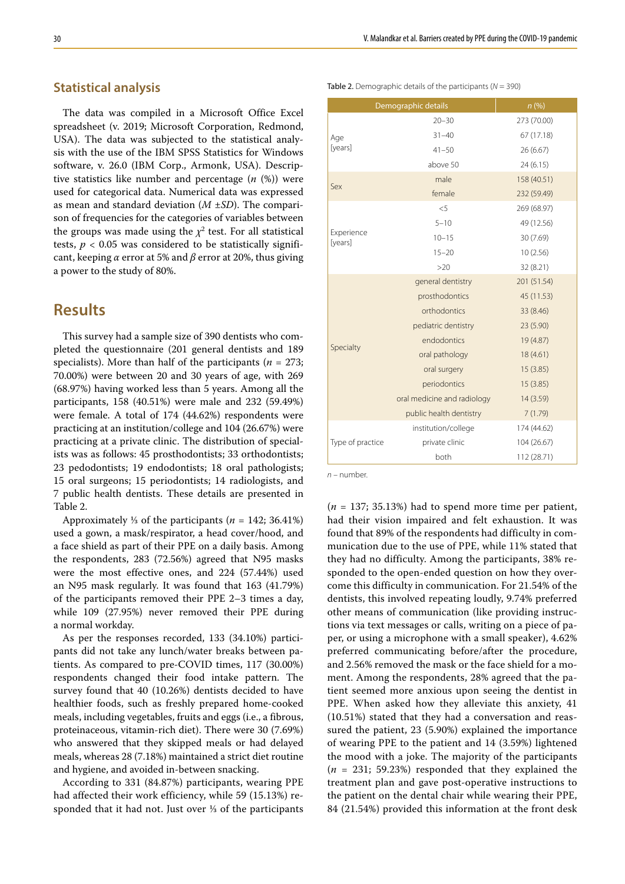## Statistical analysis

The data was compiled in a Microsoft Office Excel spreadsheet (v. 2019; Microsoft Corporation, Redmond, USA). The data was subjected to the statistical analysis with the use of the IBM SPSS Statistics for Windows software, v. 26.0 (IBM Corp., Armonk, USA). Descriptive statistics like number and percentage ($n$ (%)) were used for categorical data. Numerical data was expressed as mean and standard deviation ($M \pm SD$). The comparison of frequencies for the categories of variables between the groups was made using the $\chi^2$ test. For all statistical tests, $p < 0.05$ was considered to be statistically significant, keeping $\alpha$ error at 5% and $\beta$ error at 20%, thus giving a power to the study of 80%.

# Results

This survey had a sample size of 390 dentists who completed the questionnaire (201 general dentists and 189 specialists). More than half of the participants ($n$ = 273; 70.00%) were between 20 and 30 years of age, with 269 (68.97%) having worked less than 5 years. Among all the participants, 158 (40.51%) were male and 232 (59.49%) were female. A total of 174 (44.62%) respondents were practicing at an institution/college and 104 (26.67%) were practicing at a private clinic. The distribution of specialists was as follows: 45 prosthodontists; 33 orthodontists; 23 pedodontists; 19 endodontists; 18 oral pathologists; 15 oral surgeons; 15 periodontists; 14 radiologists, and 7 public health dentists. These details are presented in Table 2.

Table 2. Demographic details of the participants ($N$ = 390)

| Demographic details | | $n$ (%) |
|---|---|---|
| Age [years] | 20–30 | 273 (70.00) |
| | 31–40 | 67 (17.18) |
| | 41–50 | 26 (6.67) |
| | above 50 | 24 (6.15) |
| Sex | male | 158 (40.51) |
| | female | 232 (59.49) |
| Experience [years] | <5 | 269 (68.97) |
| | 5–10 | 49 (12.56) |
| | 10–15 | 30 (7.69) |
| | 15–20 | 10 (2.56) |
| | >20 | 32 (8.21) |
| Specialty | general dentistry | 201 (51.54) |
| | prosthodontics | 45 (11.53) |
| | orthodontics | 33 (8.46) |
| | pediatric dentistry | 23 (5.90) |
| | endodontics | 19 (4.87) |
| | oral pathology | 18 (4.61) |
| | oral surgery | 15 (3.85) |
| | periodontics | 15 (3.85) |
| | oral medicine and radiology | 14 (3.59) |
| | public health dentistry | 7 (1.79) |
| Type of practice | institution/college | 174 (44.62) |
| | private clinic | 104 (26.67) |
| | both | 112 (28.71) |

$n$ – number.

Approximately ⅓ of the participants ($n$ = 142; 36.41%) used a gown, a mask/respirator, a head cover/hood, and a face shield as part of their PPE on a daily basis. Among the respondents, 283 (72.56%) agreed that N95 masks were the most effective ones, and 224 (57.44%) used an N95 mask regularly. It was found that 163 (41.79%) of the participants removed their PPE 2–3 times a day, while 109 (27.95%) never removed their PPE during a normal workday.

As per the responses recorded, 133 (34.10%) participants did not take any lunch/water breaks between patients. As compared to pre-COVID times, 117 (30.00%) respondents changed their food intake pattern. The survey found that 40 (10.26%) dentists decided to have healthier foods, such as freshly prepared home-cooked meals, including vegetables, fruits and eggs (i.e., a fibrous, proteinaceous, vitamin-rich diet). There were 30 (7.69%) who answered that they skipped meals or had delayed meals, whereas 28 (7.18%) maintained a strict diet routine and hygiene, and avoided in-between snacking.

According to 331 (84.87%) participants, wearing PPE had affected their work efficiency, while 59 (15.13%) responded that it had not. Just over ⅓ of the participants ($n$ = 137; 35.13%) had to spend more time per patient, had their vision impaired and felt exhaustion. It was found that 89% of the respondents had difficulty in communication due to the use of PPE, while 11% stated that they had no difficulty. Among the participants, 38% responded to the open-ended question on how they overcome this difficulty in communication. For 21.54% of the dentists, this involved repeating loudly, 9.74% preferred other means of communication (like providing instructions via text messages or calls, writing on a piece of paper, or using a microphone with a small speaker), 4.62% preferred communicating before/after the procedure, and 2.56% removed the mask or the face shield for a moment. Among the respondents, 28% agreed that the patient seemed more anxious upon seeing the dentist in PPE. When asked how they alleviate this anxiety, 41 (10.51%) stated that they had a conversation and reassured the patient, 23 (5.90%) explained the importance of wearing PPE to the patient and 14 (3.59%) lightened the mood with a joke. The majority of the participants ($n$ = 231; 59.23%) responded that they explained the treatment plan and gave post-operative instructions to the patient on the dental chair while wearing their PPE, 84 (21.54%) provided this information at the front desk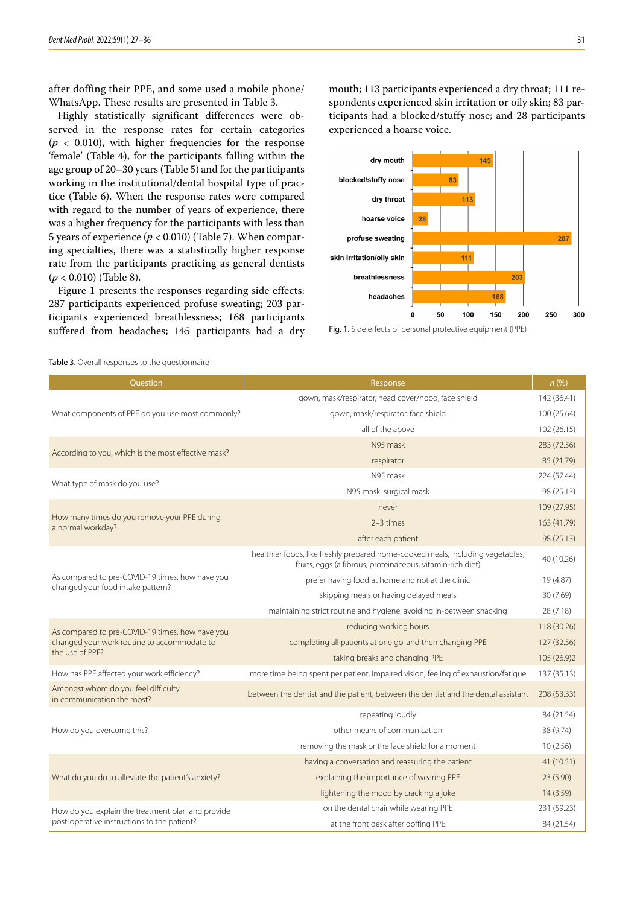after doffing their PPE, and some used a mobile phone/WhatsApp. These results are presented in Table 3.

Highly statistically significant differences were observed in the response rates for certain categories ($p < 0.010$), with higher frequencies for the response 'female' (Table 4), for the participants falling within the age group of 20–30 years (Table 5) and for the participants working in the institutional/dental hospital type of practice (Table 6). When the response rates were compared with regard to the number of years of experience, there was a higher frequency for the participants with less than 5 years of experience ($p < 0.010$) (Table 7). When comparing specialties, there was a statistically higher response rate from the participants practicing as general dentists ($p < 0.010$) (Table 8).

Figure 1 presents the responses regarding side effects: 287 participants experienced profuse sweating; 203 participants experienced breathlessness; 168 participants suffered from headaches; 145 participants had a dry mouth; 113 participants experienced a dry throat; 111 respondents experienced skin irritation or oily skin; 83 participants had a blocked/stuffy nose; and 28 participants experienced a hoarse voice.

| Side effect | n |
|---|---|
| dry mouth | 145 |
| blocked/stuffy nose | 83 |
| dry throat | 113 |
| hoarse voice | 28 |
| profuse sweating | 287 |
| skin irritation/oily skin | 111 |
| breathlessness | 203 |
| headaches | 168 |

Fig. 1. Side effects of personal protective equipment (PPE)

Table 3. Overall responses to the questionnaire

| Question | Response | *n* (%) |
|---|---|---|
| What components of PPE do you use most commonly? | gown, mask/respirator, head cover/hood, face shield | 142 (36.41) |
| | gown, mask/respirator, face shield | 100 (25.64) |
| | all of the above | 102 (26.15) |
| According to you, which is the most effective mask? | N95 mask | 283 (72.56) |
| | respirator | 85 (21.79) |
| What type of mask do you use? | N95 mask | 224 (57.44) |
| | N95 mask, surgical mask | 98 (25.13) |
| How many times do you remove your PPE during a normal workday? | never | 109 (27.95) |
| | 2–3 times | 163 (41.79) |
| | after each patient | 98 (25.13) |
| As compared to pre-COVID-19 times, how have you changed your food intake pattern? | healthier foods, like freshly prepared home-cooked meals, including vegetables, fruits, eggs (a fibrous, proteinaceous, vitamin-rich diet) | 40 (10.26) |
| | prefer having food at home and not at the clinic | 19 (4.87) |
| | skipping meals or having delayed meals | 30 (7.69) |
| | maintaining strict routine and hygiene, avoiding in-between snacking | 28 (7.18) |
| As compared to pre-COVID-19 times, how have you changed your work routine to accommodate to the use of PPE? | reducing working hours | 118 (30.26) |
| | completing all patients at one go, and then changing PPE | 127 (32.56) |
| | taking breaks and changing PPE | 105 (26.9)2 |
| How has PPE affected your work efficiency? | more time being spent per patient, impaired vision, feeling of exhaustion/fatigue | 137 (35.13) |
| Amongst whom do you feel difficulty in communication the most? | between the dentist and the patient, between the dentist and the dental assistant | 208 (53.33) |
| How do you overcome this? | repeating loudly | 84 (21.54) |
| | other means of communication | 38 (9.74) |
| | removing the mask or the face shield for a moment | 10 (2.56) |
| What do you do to alleviate the patient's anxiety? | having a conversation and reassuring the patient | 41 (10.51) |
| | explaining the importance of wearing PPE | 23 (5.90) |
| | lightening the mood by cracking a joke | 14 (3.59) |
| How do you explain the treatment plan and provide post-operative instructions to the patient? | on the dental chair while wearing PPE | 231 (59.23) |
| | at the front desk after doffing PPE | 84 (21.54) |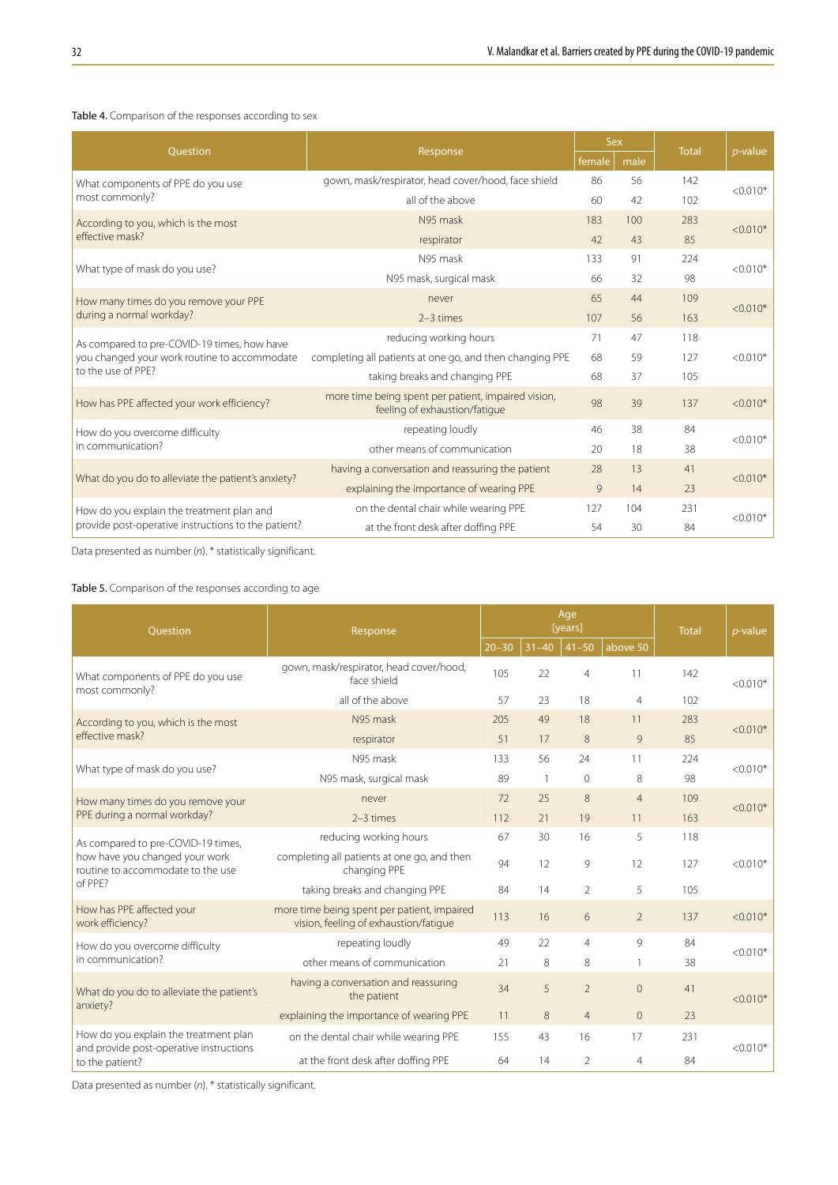**Table 4.** Comparison of the responses according to sex

| Question | Response | Sex | | Total | *p*-value |
|---|---|---|---|---|---|
| | | female | male | | |
| What components of PPE do you use most commonly? | gown, mask/respirator, head cover/hood, face shield | 86 | 56 | 142 | <0.010* |
| | all of the above | 60 | 42 | 102 | |
| According to you, which is the most effective mask? | N95 mask | 183 | 100 | 283 | <0.010* |
| | respirator | 42 | 43 | 85 | |
| What type of mask do you use? | N95 mask | 133 | 91 | 224 | <0.010* |
| | N95 mask, surgical mask | 66 | 32 | 98 | |
| How many times do you remove your PPE during a normal workday? | never | 65 | 44 | 109 | <0.010* |
| | 2–3 times | 107 | 56 | 163 | |
| As compared to pre-COVID-19 times, how have you changed your work routine to accommodate to the use of PPE? | reducing working hours | 71 | 47 | 118 | <0.010* |
| | completing all patients at one go, and then changing PPE | 68 | 59 | 127 | |
| | taking breaks and changing PPE | 68 | 37 | 105 | |
| How has PPE affected your work efficiency? | more time being spent per patient, impaired vision, feeling of exhaustion/fatigue | 98 | 39 | 137 | <0.010* |
| How do you overcome difficulty in communication? | repeating loudly | 46 | 38 | 84 | <0.010* |
| | other means of communication | 20 | 18 | 38 | |
| What do you do to alleviate the patient's anxiety? | having a conversation and reassuring the patient | 28 | 13 | 41 | <0.010* |
| | explaining the importance of wearing PPE | 9 | 14 | 23 | |
| How do you explain the treatment plan and provide post-operative instructions to the patient? | on the dental chair while wearing PPE | 127 | 104 | 231 | <0.010* |
| | at the front desk after doffing PPE | 54 | 30 | 84 | |

Data presented as number (*n*). * statistically significant.

**Table 5.** Comparison of the responses according to age

| Question | Response | Age [years] | | | | Total | *p*-value |
|---|---|---|---|---|---|---|---|
| | | 20–30 | 31–40 | 41–50 | above 50 | | |
| What components of PPE do you use most commonly? | gown, mask/respirator, head cover/hood, face shield | 105 | 22 | 4 | 11 | 142 | <0.010* |
| | all of the above | 57 | 23 | 18 | 4 | 102 | |
| According to you, which is the most effective mask? | N95 mask | 205 | 49 | 18 | 11 | 283 | <0.010* |
| | respirator | 51 | 17 | 8 | 9 | 85 | |
| What type of mask do you use? | N95 mask | 133 | 56 | 24 | 11 | 224 | <0.010* |
| | N95 mask, surgical mask | 89 | 1 | 0 | 8 | 98 | |
| How many times do you remove your PPE during a normal workday? | never | 72 | 25 | 8 | 4 | 109 | <0.010* |
| | 2–3 times | 112 | 21 | 19 | 11 | 163 | |
| As compared to pre-COVID-19 times, how have you changed your work routine to accommodate to the use of PPE? | reducing working hours | 67 | 30 | 16 | 5 | 118 | <0.010* |
| | completing all patients at one go, and then changing PPE | 94 | 12 | 9 | 12 | 127 | |
| | taking breaks and changing PPE | 84 | 14 | 2 | 5 | 105 | |
| How has PPE affected your work efficiency? | more time being spent per patient, impaired vision, feeling of exhaustion/fatigue | 113 | 16 | 6 | 2 | 137 | <0.010* |
| How do you overcome difficulty in communication? | repeating loudly | 49 | 22 | 4 | 9 | 84 | <0.010* |
| | other means of communication | 21 | 8 | 8 | 1 | 38 | |
| What do you do to alleviate the patient's anxiety? | having a conversation and reassuring the patient | 34 | 5 | 2 | 0 | 41 | <0.010* |
| | explaining the importance of wearing PPE | 11 | 8 | 4 | 0 | 23 | |
| How do you explain the treatment plan and provide post-operative instructions to the patient? | on the dental chair while wearing PPE | 155 | 43 | 16 | 17 | 231 | <0.010* |
| | at the front desk after doffing PPE | 64 | 14 | 2 | 4 | 84 | |

Data presented as number (*n*). * statistically significant.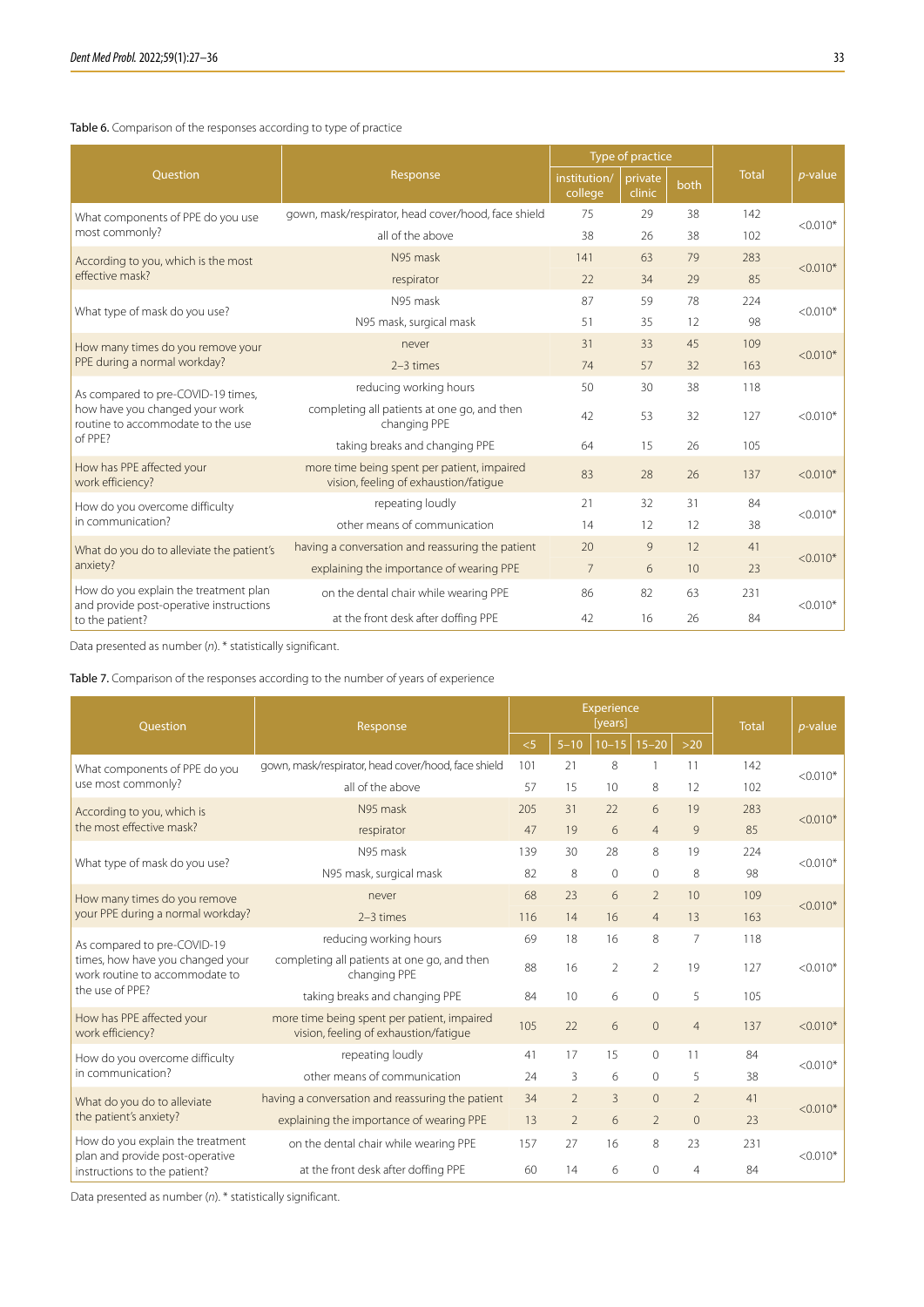Table 6. Comparison of the responses according to type of practice

| Question | Response | Type of practice | | | Total | p-value |
|---|---|---|---|---|---|---|
| | | institution/college | private clinic | both | | |
| What components of PPE do you use most commonly? | gown, mask/respirator, head cover/hood, face shield | 75 | 29 | 38 | 142 | <0.010* |
| | all of the above | 38 | 26 | 38 | 102 | |
| According to you, which is the most effective mask? | N95 mask | 141 | 63 | 79 | 283 | <0.010* |
| | respirator | 22 | 34 | 29 | 85 | |
| What type of mask do you use? | N95 mask | 87 | 59 | 78 | 224 | <0.010* |
| | N95 mask, surgical mask | 51 | 35 | 12 | 98 | |
| How many times do you remove your PPE during a normal workday? | never | 31 | 33 | 45 | 109 | <0.010* |
| | 2–3 times | 74 | 57 | 32 | 163 | |
| As compared to pre-COVID-19 times, how have you changed your work routine to accommodate to the use of PPE? | reducing working hours | 50 | 30 | 38 | 118 | <0.010* |
| | completing all patients at one go, and then changing PPE | 42 | 53 | 32 | 127 | |
| | taking breaks and changing PPE | 64 | 15 | 26 | 105 | |
| How has PPE affected your work efficiency? | more time being spent per patient, impaired vision, feeling of exhaustion/fatigue | 83 | 28 | 26 | 137 | <0.010* |
| How do you overcome difficulty in communication? | repeating loudly | 21 | 32 | 31 | 84 | <0.010* |
| | other means of communication | 14 | 12 | 12 | 38 | |
| What do you do to alleviate the patient's anxiety? | having a conversation and reassuring the patient | 20 | 9 | 12 | 41 | <0.010* |
| | explaining the importance of wearing PPE | 7 | 6 | 10 | 23 | |
| How do you explain the treatment plan and provide post-operative instructions to the patient? | on the dental chair while wearing PPE | 86 | 82 | 63 | 231 | <0.010* |
| | at the front desk after doffing PPE | 42 | 16 | 26 | 84 | |

Data presented as number (*n*). * statistically significant.

Table 7. Comparison of the responses according to the number of years of experience

| Question | Response | Experience [years] | | | | | Total | p-value |
|---|---|---|---|---|---|---|---|---|
| | | <5 | 5–10 | 10–15 | 15–20 | >20 | | |
| What components of PPE do you use most commonly? | gown, mask/respirator, head cover/hood, face shield | 101 | 21 | 8 | 1 | 11 | 142 | <0.010* |
| | all of the above | 57 | 15 | 10 | 8 | 12 | 102 | |
| According to you, which is the most effective mask? | N95 mask | 205 | 31 | 22 | 6 | 19 | 283 | <0.010* |
| | respirator | 47 | 19 | 6 | 4 | 9 | 85 | |
| What type of mask do you use? | N95 mask | 139 | 30 | 28 | 8 | 19 | 224 | <0.010* |
| | N95 mask, surgical mask | 82 | 8 | 0 | 0 | 8 | 98 | |
| How many times do you remove your PPE during a normal workday? | never | 68 | 23 | 6 | 2 | 10 | 109 | <0.010* |
| | 2–3 times | 116 | 14 | 16 | 4 | 13 | 163 | |
| As compared to pre-COVID-19 times, how have you changed your work routine to accommodate to the use of PPE? | reducing working hours | 69 | 18 | 16 | 8 | 7 | 118 | <0.010* |
| | completing all patients at one go, and then changing PPE | 88 | 16 | 2 | 2 | 19 | 127 | |
| | taking breaks and changing PPE | 84 | 10 | 6 | 0 | 5 | 105 | |
| How has PPE affected your work efficiency? | more time being spent per patient, impaired vision, feeling of exhaustion/fatigue | 105 | 22 | 6 | 0 | 4 | 137 | <0.010* |
| How do you overcome difficulty in communication? | repeating loudly | 41 | 17 | 15 | 0 | 11 | 84 | <0.010* |
| | other means of communication | 24 | 3 | 6 | 0 | 5 | 38 | |
| What do you do to alleviate the patient's anxiety? | having a conversation and reassuring the patient | 34 | 2 | 3 | 0 | 2 | 41 | <0.010* |
| | explaining the importance of wearing PPE | 13 | 2 | 6 | 2 | 0 | 23 | |
| How do you explain the treatment plan and provide post-operative instructions to the patient? | on the dental chair while wearing PPE | 157 | 27 | 16 | 8 | 23 | 231 | <0.010* |
| | at the front desk after doffing PPE | 60 | 14 | 6 | 0 | 4 | 84 | |

Data presented as number (*n*). * statistically significant.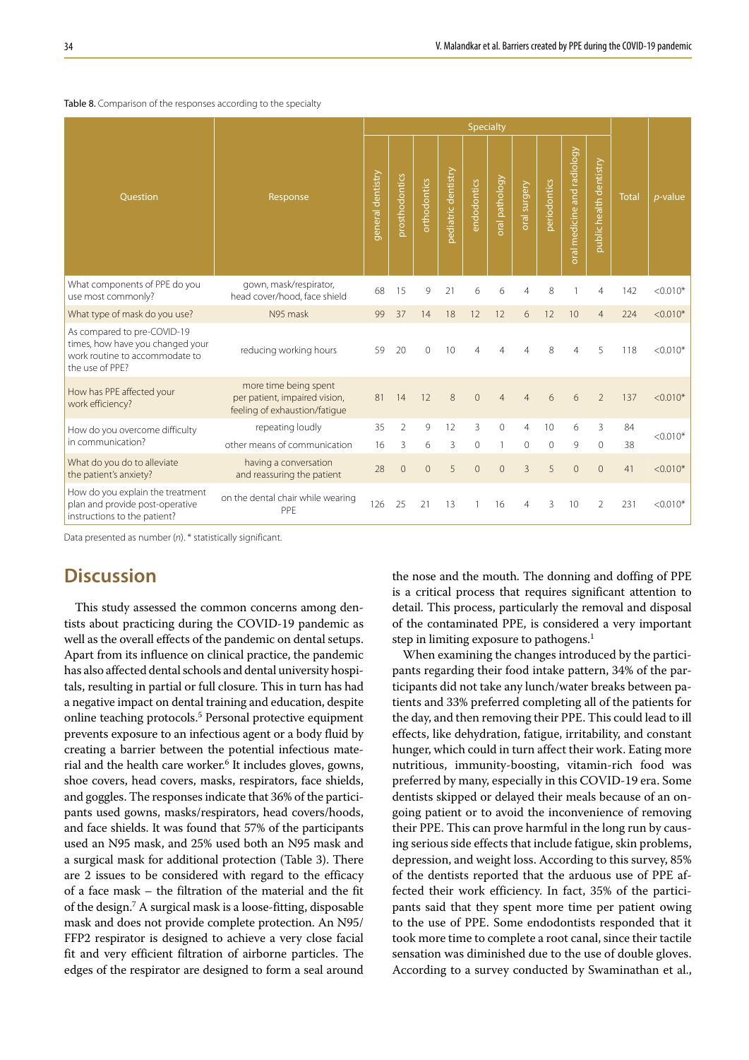**Table 8.** Comparison of the responses according to the specialty

| Question | Response | Specialty | | | | | | | | | | Total | *p*-value |
|---|---|---|---|---|---|---|---|---|---|---|---|---|---|
| | | general dentistry | prosthodontics | orthodontics | pediatric dentistry | endodontics | oral pathology | oral surgery | periodontics | oral medicine and radiology | public health dentistry | | |
| What components of PPE do you use most commonly? | gown, mask/respirator, head cover/hood, face shield | 68 | 15 | 9 | 21 | 6 | 6 | 4 | 8 | 1 | 4 | 142 | <0.010* |
| What type of mask do you use? | N95 mask | 99 | 37 | 14 | 18 | 12 | 12 | 6 | 12 | 10 | 4 | 224 | <0.010* |
| As compared to pre-COVID-19 times, how have you changed your work routine to accommodate to the use of PPE? | reducing working hours | 59 | 20 | 0 | 10 | 4 | 4 | 4 | 8 | 4 | 5 | 118 | <0.010* |
| How has PPE affected your work efficiency? | more time being spent per patient, impaired vision, feeling of exhaustion/fatigue | 81 | 14 | 12 | 8 | 0 | 4 | 4 | 6 | 6 | 2 | 137 | <0.010* |
| How do you overcome difficulty in communication? | repeating loudly | 35 | 2 | 9 | 12 | 3 | 0 | 4 | 10 | 6 | 3 | 84 | <0.010* |
| | other means of communication | 16 | 3 | 6 | 3 | 0 | 1 | 0 | 0 | 9 | 0 | 38 | |
| What do you do to alleviate the patient's anxiety? | having a conversation and reassuring the patient | 28 | 0 | 0 | 5 | 0 | 0 | 3 | 5 | 0 | 0 | 41 | <0.010* |
| How do you explain the treatment plan and provide post-operative instructions to the patient? | on the dental chair while wearing PPE | 126 | 25 | 21 | 13 | 1 | 16 | 4 | 3 | 10 | 2 | 231 | <0.010* |

Data presented as number (*n*). * statistically significant.

## Discussion

This study assessed the common concerns among dentists about practicing during the COVID-19 pandemic as well as the overall effects of the pandemic on dental setups. Apart from its influence on clinical practice, the pandemic has also affected dental schools and dental university hospitals, resulting in partial or full closure. This in turn has had a negative impact on dental training and education, despite online teaching protocols.[5] Personal protective equipment prevents exposure to an infectious agent or a body fluid by creating a barrier between the potential infectious material and the health care worker.[6] It includes gloves, gowns, shoe covers, head covers, masks, respirators, face shields, and goggles. The responses indicate that 36% of the participants used gowns, masks/respirators, head covers/hoods, and face shields. It was found that 57% of the participants used an N95 mask, and 25% used both an N95 mask and a surgical mask for additional protection (Table 3). There are 2 issues to be considered with regard to the efficacy of a face mask – the filtration of the material and the fit of the design.[7] A surgical mask is a loose-fitting, disposable mask and does not provide complete protection. An N95/FFP2 respirator is designed to achieve a very close facial fit and very efficient filtration of airborne particles. The edges of the respirator are designed to form a seal around the nose and the mouth. The donning and doffing of PPE is a critical process that requires significant attention to detail. This process, particularly the removal and disposal of the contaminated PPE, is considered a very important step in limiting exposure to pathogens.[1]

When examining the changes introduced by the participants regarding their food intake pattern, 34% of the participants did not take any lunch/water breaks between patients and 33% preferred completing all of the patients for the day, and then removing their PPE. This could lead to ill effects, like dehydration, fatigue, irritability, and constant hunger, which could in turn affect their work. Eating more nutritious, immunity-boosting, vitamin-rich food was preferred by many, especially in this COVID-19 era. Some dentists skipped or delayed their meals because of an ongoing patient or to avoid the inconvenience of removing their PPE. This can prove harmful in the long run by causing serious side effects that include fatigue, skin problems, depression, and weight loss. According to this survey, 85% of the dentists reported that the arduous use of PPE affected their work efficiency. In fact, 35% of the participants said that they spent more time per patient owing to the use of PPE. Some endodontists responded that it took more time to complete a root canal, since their tactile sensation was diminished due to the use of double gloves. According to a survey conducted by Swaminathan et al.,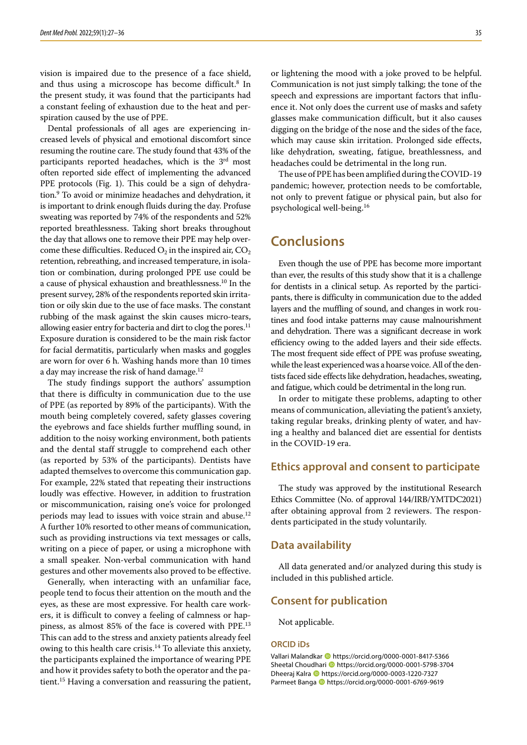vision is impaired due to the presence of a face shield, and thus using a microscope has become difficult.[8] In the present study, it was found that the participants had a constant feeling of exhaustion due to the heat and perspiration caused by the use of PPE.

Dental professionals of all ages are experiencing increased levels of physical and emotional discomfort since resuming the routine care. The study found that 43% of the participants reported headaches, which is the 3rd most often reported side effect of implementing the advanced PPE protocols (Fig. 1). This could be a sign of dehydration.[9] To avoid or minimize headaches and dehydration, it is important to drink enough fluids during the day. Profuse sweating was reported by 74% of the respondents and 52% reported breathlessness. Taking short breaks throughout the day that allows one to remove their PPE may help overcome these difficulties. Reduced $O_2$ in the inspired air, $CO_2$ retention, rebreathing, and increased temperature, in isolation or combination, during prolonged PPE use could be a cause of physical exhaustion and breathlessness.[10] In the present survey, 28% of the respondents reported skin irritation or oily skin due to the use of face masks. The constant rubbing of the mask against the skin causes micro-tears, allowing easier entry for bacteria and dirt to clog the pores.[11] Exposure duration is considered to be the main risk factor for facial dermatitis, particularly when masks and goggles are worn for over 6 h. Washing hands more than 10 times a day may increase the risk of hand damage.[12]

The study findings support the authors' assumption that there is difficulty in communication due to the use of PPE (as reported by 89% of the participants). With the mouth being completely covered, safety glasses covering the eyebrows and face shields further muffling sound, in addition to the noisy working environment, both patients and the dental staff struggle to comprehend each other (as reported by 53% of the participants). Dentists have adapted themselves to overcome this communication gap. For example, 22% stated that repeating their instructions loudly was effective. However, in addition to frustration or miscommunication, raising one's voice for prolonged periods may lead to issues with voice strain and abuse.[12] A further 10% resorted to other means of communication, such as providing instructions via text messages or calls, writing on a piece of paper, or using a microphone with a small speaker. Non-verbal communication with hand gestures and other movements also proved to be effective.

Generally, when interacting with an unfamiliar face, people tend to focus their attention on the mouth and the eyes, as these are most expressive. For health care workers, it is difficult to convey a feeling of calmness or happiness, as almost 85% of the face is covered with PPE.[13] This can add to the stress and anxiety patients already feel owing to this health care crisis.[14] To alleviate this anxiety, the participants explained the importance of wearing PPE and how it provides safety to both the operator and the patient.[15] Having a conversation and reassuring the patient, or lightening the mood with a joke proved to be helpful. Communication is not just simply talking; the tone of the speech and expressions are important factors that influence it. Not only does the current use of masks and safety glasses make communication difficult, but it also causes digging on the bridge of the nose and the sides of the face, which may cause skin irritation. Prolonged side effects, like dehydration, sweating, fatigue, breathlessness, and headaches could be detrimental in the long run.

The use of PPE has been amplified during the COVID-19 pandemic; however, protection needs to be comfortable, not only to prevent fatigue or physical pain, but also for psychological well-being.[16]

# Conclusions

Even though the use of PPE has become more important than ever, the results of this study show that it is a challenge for dentists in a clinical setup. As reported by the participants, there is difficulty in communication due to the added layers and the muffling of sound, and changes in work routines and food intake patterns may cause malnourishment and dehydration. There was a significant decrease in work efficiency owing to the added layers and their side effects. The most frequent side effect of PPE was profuse sweating, while the least experienced was a hoarse voice. All of the dentists faced side effects like dehydration, headaches, sweating, and fatigue, which could be detrimental in the long run.

In order to mitigate these problems, adapting to other means of communication, alleviating the patient's anxiety, taking regular breaks, drinking plenty of water, and having a healthy and balanced diet are essential for dentists in the COVID-19 era.

## Ethics approval and consent to participate

The study was approved by the institutional Research Ethics Committee (No. of approval 144/IRB/YMTDC2021) after obtaining approval from 2 reviewers. The respondents participated in the study voluntarily.

## Data availability

All data generated and/or analyzed during this study is included in this published article.

## Consent for publication

Not applicable.

### ORCID iDs

Vallari Malandkar https://orcid.org/0000-0001-8417-5366
Sheetal Choudhari https://orcid.org/0000-0001-5798-3704
Dheeraj Kalra https://orcid.org/0000-0003-1220-7327
Parmeet Banga https://orcid.org/0000-0001-6769-9619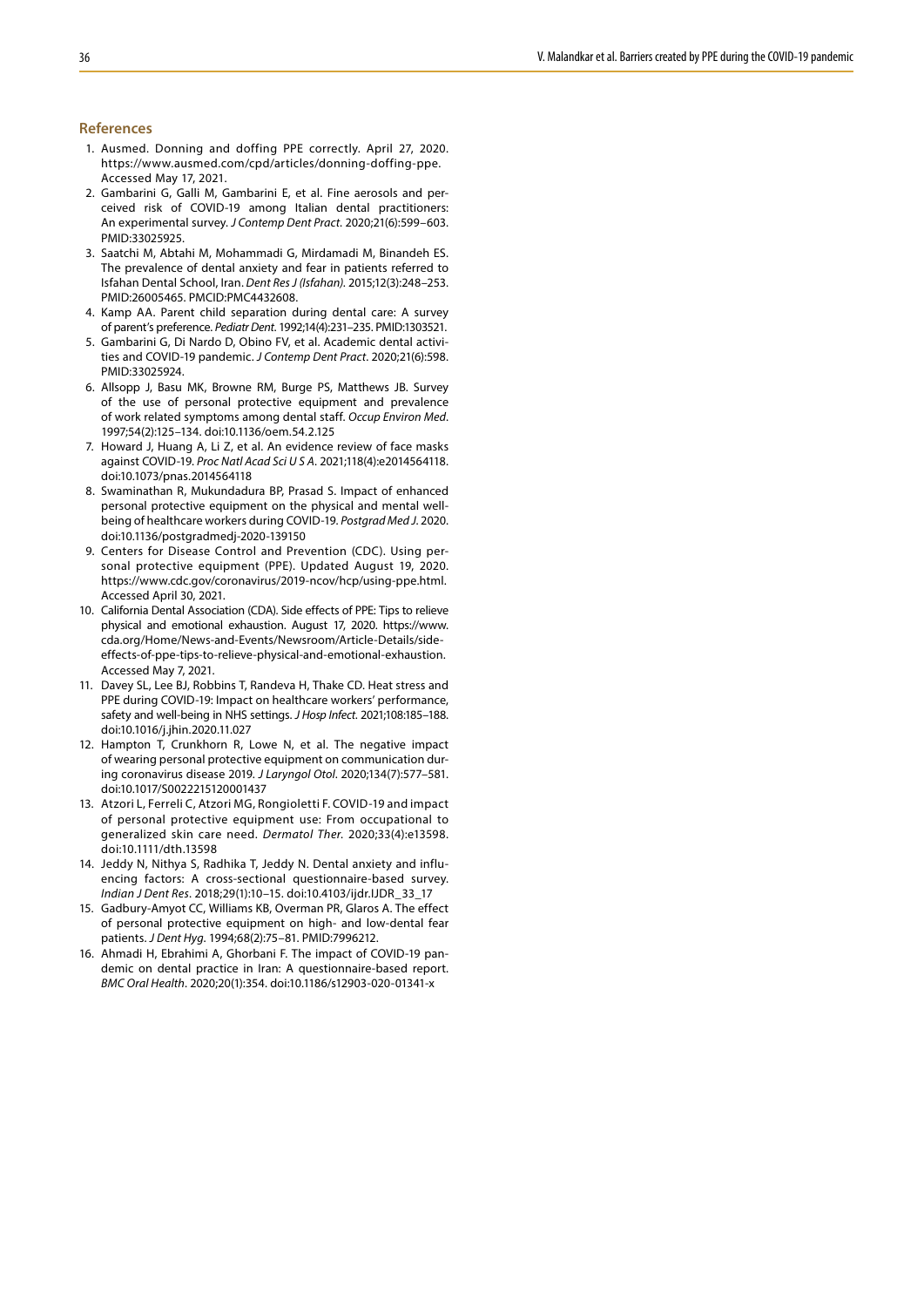## References

1. Ausmed. Donning and doffing PPE correctly. April 27, 2020. https://www.ausmed.com/cpd/articles/donning-doffing-ppe. Accessed May 17, 2021.
2. Gambarini G, Galli M, Gambarini E, et al. Fine aerosols and perceived risk of COVID-19 among Italian dental practitioners: An experimental survey. *J Contemp Dent Pract*. 2020;21(6):599–603. PMID:33025925.
3. Saatchi M, Abtahi M, Mohammadi G, Mirdamadi M, Binandeh ES. The prevalence of dental anxiety and fear in patients referred to Isfahan Dental School, Iran. *Dent Res J (Isfahan)*. 2015;12(3):248–253. PMID:26005465. PMCID:PMC4432608.
4. Kamp AA. Parent child separation during dental care: A survey of parent's preference. *Pediatr Dent*. 1992;14(4):231–235. PMID:1303521.
5. Gambarini G, Di Nardo D, Obino FV, et al. Academic dental activities and COVID-19 pandemic. *J Contemp Dent Pract*. 2020;21(6):598. PMID:33025924.
6. Allsopp J, Basu MK, Browne RM, Burge PS, Matthews JB. Survey of the use of personal protective equipment and prevalence of work related symptoms among dental staff. *Occup Environ Med*. 1997;54(2):125–134. doi:10.1136/oem.54.2.125
7. Howard J, Huang A, Li Z, et al. An evidence review of face masks against COVID-19. *Proc Natl Acad Sci U S A*. 2021;118(4):e2014564118. doi:10.1073/pnas.2014564118
8. Swaminathan R, Mukundadura BP, Prasad S. Impact of enhanced personal protective equipment on the physical and mental well-being of healthcare workers during COVID-19. *Postgrad Med J*. 2020. doi:10.1136/postgradmedj-2020-139150
9. Centers for Disease Control and Prevention (CDC). Using personal protective equipment (PPE). Updated August 19, 2020. https://www.cdc.gov/coronavirus/2019-ncov/hcp/using-ppe.html. Accessed April 30, 2021.
10. California Dental Association (CDA). Side effects of PPE: Tips to relieve physical and emotional exhaustion. August 17, 2020. https://www.cda.org/Home/News-and-Events/Newsroom/Article-Details/side-effects-of-ppe-tips-to-relieve-physical-and-emotional-exhaustion. Accessed May 7, 2021.
11. Davey SL, Lee BJ, Robbins T, Randeva H, Thake CD. Heat stress and PPE during COVID-19: Impact on healthcare workers' performance, safety and well-being in NHS settings. *J Hosp Infect*. 2021;108:185–188. doi:10.1016/j.jhin.2020.11.027
12. Hampton T, Crunkhorn R, Lowe N, et al. The negative impact of wearing personal protective equipment on communication during coronavirus disease 2019. *J Laryngol Otol*. 2020;134(7):577–581. doi:10.1017/S0022215120001437
13. Atzori L, Ferreli C, Atzori MG, Rongioletti F. COVID-19 and impact of personal protective equipment use: From occupational to generalized skin care need. *Dermatol Ther*. 2020;33(4):e13598. doi:10.1111/dth.13598
14. Jeddy N, Nithya S, Radhika T, Jeddy N. Dental anxiety and influencing factors: A cross-sectional questionnaire-based survey. *Indian J Dent Res*. 2018;29(1):10–15. doi:10.4103/ijdr.IJDR_33_17
15. Gadbury-Amyot CC, Williams KB, Overman PR, Glaros A. The effect of personal protective equipment on high- and low-dental fear patients. *J Dent Hyg*. 1994;68(2):75–81. PMID:7996212.
16. Ahmadi H, Ebrahimi A, Ghorbani F. The impact of COVID-19 pandemic on dental practice in Iran: A questionnaire-based report. *BMC Oral Health*. 2020;20(1):354. doi:10.1186/s12903-020-01341-x